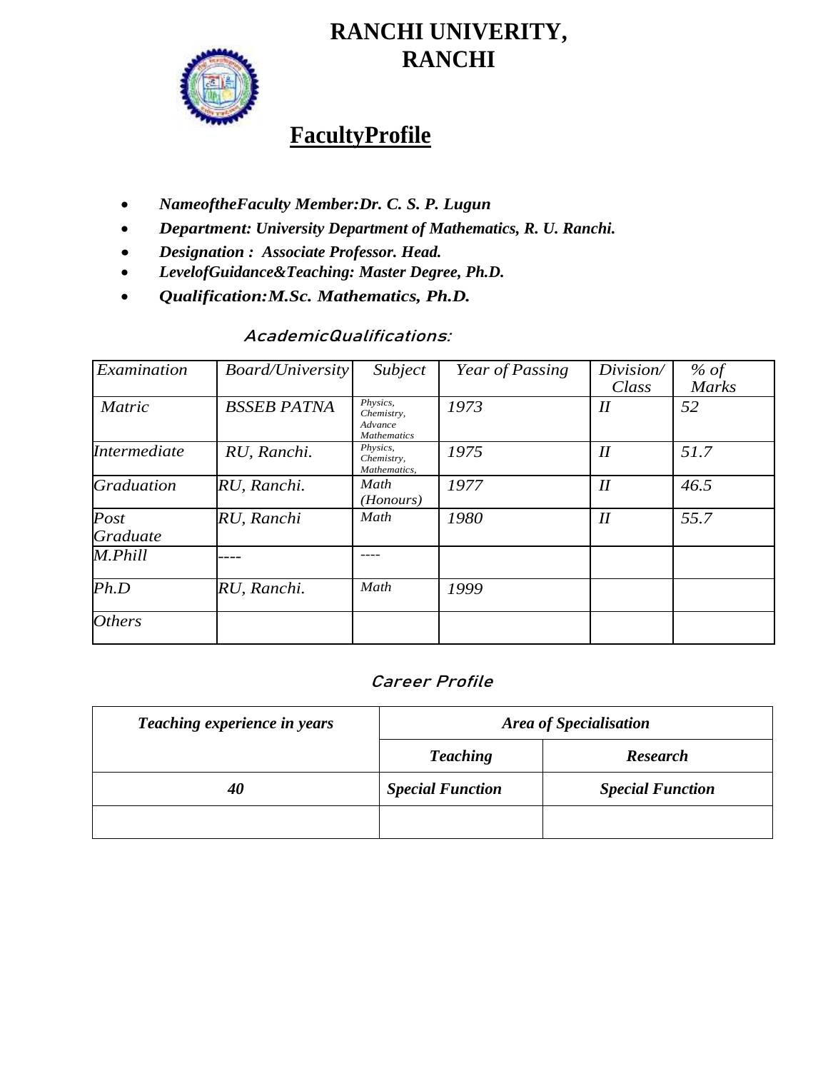# RANCHI UNIVERITY, RANCHI

## FacultyProfile

- ***NameoftheFaculty Member:Dr. C. S. P. Lugun***
- ***Department: University Department of Mathematics, R. U. Ranchi.***
- ***Designation : Associate Professor. Head.***
- ***LevelofGuidance&Teaching: Master Degree, Ph.D.***
- ***Qualification:M.Sc. Mathematics, Ph.D.***

### *AcademicQualifications:*

| *Examination* | *Board/University* | *Subject* | *Year of Passing* | *Division/ Class* | *% of Marks* |
|---|---|---|---|---|---|
| *Matric* | *BSSEB PATNA* | *Physics, Chemistry, Advance Mathematics* | *1973* | *II* | *52* |
| *Intermediate* | *RU, Ranchi.* | *Physics, Chemistry, Mathematics,* | *1975* | *II* | *51.7* |
| *Graduation* | *RU, Ranchi.* | *Math (Honours)* | *1977* | *II* | *46.5* |
| *Post Graduate* | *RU, Ranchi* | *Math* | *1980* | *II* | *55.7* |
| *M.Phill* | *----* | *----* | | | |
| *Ph.D* | *RU, Ranchi.* | *Math* | *1999* | | |
| *Others* | | | | | |

### *Career Profile*

| ***Teaching experience in years*** | ***Area of Specialisation*** | |
|---|---|---|
| | ***Teaching*** | ***Research*** |
| ***40*** | ***Special Function*** | ***Special Function*** |
| | | |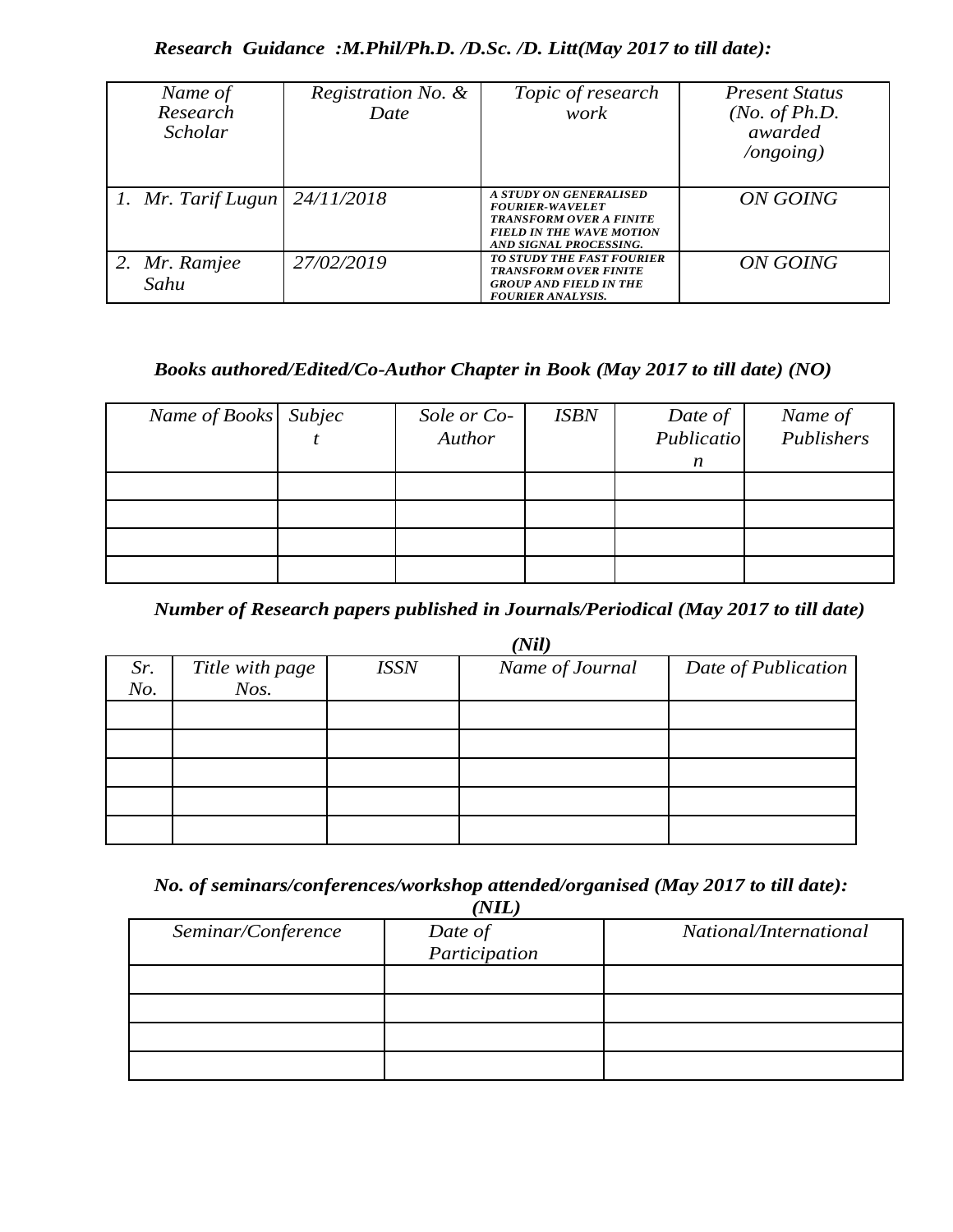***Research Guidance :M.Phil/Ph.D. /D.Sc. /D. Litt(May 2017 to till date):***

| *Name of Research Scholar* | *Registration No. & Date* | *Topic of research work* | *Present Status (No. of Ph.D. awarded /ongoing)* |
|---|---|---|---|
| *1. Mr. Tarif Lugun* | *24/11/2018* | ***A STUDY ON GENERALISED FOURIER-WAVELET TRANSFORM OVER A FINITE FIELD IN THE WAVE MOTION AND SIGNAL PROCESSING.*** | *ON GOING* |
| *2. Mr. Ramjee Sahu* | *27/02/2019* | ***TO STUDY THE FAST FOURIER TRANSFORM OVER FINITE GROUP AND FIELD IN THE FOURIER ANALYSIS.*** | *ON GOING* |

***Books authored/Edited/Co-Author Chapter in Book (May 2017 to till date) (NO)***

| *Name of Books* | *Subject* | *Sole or Co-Author* | *ISBN* | *Date of Publication* | *Name of Publishers* |
|---|---|---|---|---|---|
| | | | | | |
| | | | | | |
| | | | | | |
| | | | | | |

***Number of Research papers published in Journals/Periodical (May 2017 to till date) (Nil)***

| *Sr. No.* | *Title with page Nos.* | *ISSN* | *Name of Journal* | *Date of Publication* |
|---|---|---|---|---|
| | | | | |
| | | | | |
| | | | | |
| | | | | |
| | | | | |

***No. of seminars/conferences/workshop attended/organised (May 2017 to till date): (NIL)***

| *Seminar/Conference* | *Date of Participation* | *National/International* |
|---|---|---|
| | | |
| | | |
| | | |
| | | |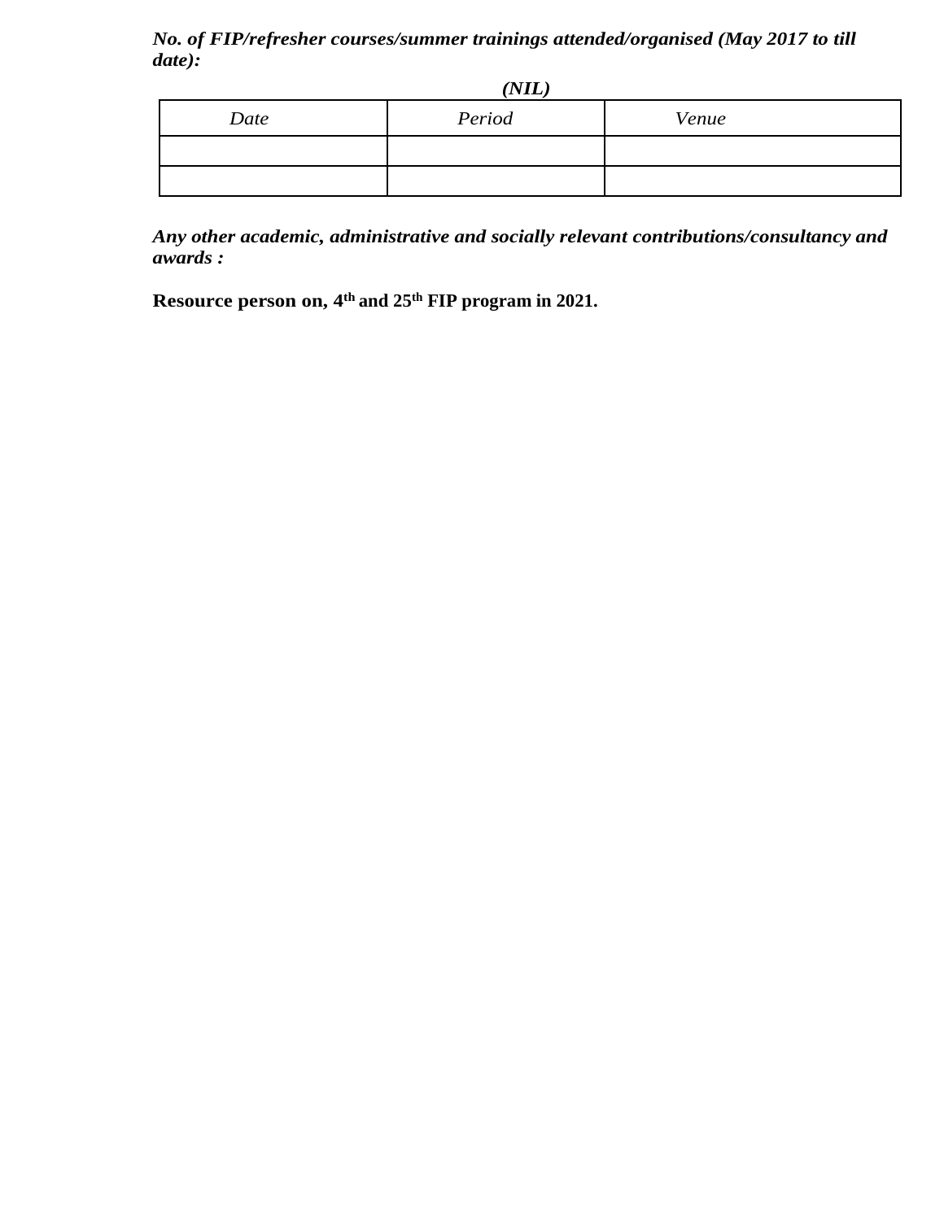***No. of FIP/refresher courses/summer trainings attended/organised (May 2017 to till date):***

***(NIL)***

| *Date* | *Period* | *Venue* |
|---|---|---|
| | | |
| | | |

***Any other academic, administrative and socially relevant contributions/consultancy and awards :***

**Resource person on, 4th and 25th FIP program in 2021.**